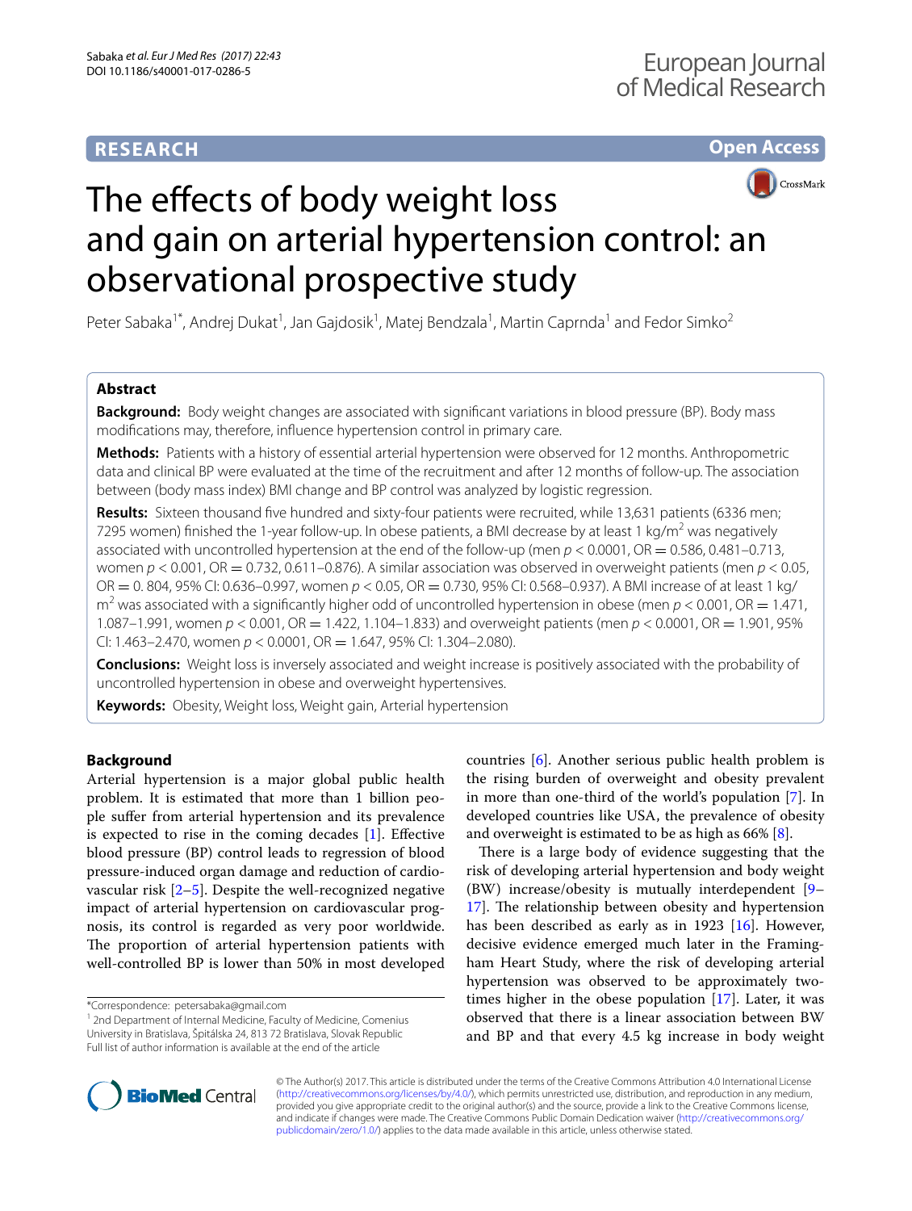RESEARCH

Open Access

# The effects of body weight loss and gain on arterial hypertension control: an observational prospective study

Peter Sabaka[1*], Andrej Dukat[1], Jan Gajdosik[1], Matej Bendzala[1], Martin Caprnda[1] and Fedor Simko[2]

## Abstract

**Background:** Body weight changes are associated with significant variations in blood pressure (BP). Body mass modifications may, therefore, influence hypertension control in primary care.

**Methods:** Patients with a history of essential arterial hypertension were observed for 12 months. Anthropometric data and clinical BP were evaluated at the time of the recruitment and after 12 months of follow-up. The association between (body mass index) BMI change and BP control was analyzed by logistic regression.

**Results:** Sixteen thousand five hundred and sixty-four patients were recruited, while 13,631 patients (6336 men; 7295 women) finished the 1-year follow-up. In obese patients, a BMI decrease by at least 1 kg/m$^2$ was negatively associated with uncontrolled hypertension at the end of the follow-up (men $p < 0.0001$, OR = 0.586, 0.481–0.713, women $p < 0.001$, OR = 0.732, 0.611–0.876). A similar association was observed in overweight patients (men $p < 0.05$, OR = 0. 804, 95% CI: 0.636–0.997, women $p < 0.05$, OR = 0.730, 95% CI: 0.568–0.937). A BMI increase of at least 1 kg/m$^2$ was associated with a significantly higher odd of uncontrolled hypertension in obese (men $p < 0.001$, OR = 1.471, 1.087–1.991, women $p < 0.001$, OR = 1.422, 1.104–1.833) and overweight patients (men $p < 0.0001$, OR = 1.901, 95% CI: 1.463–2.470, women $p < 0.0001$, OR = 1.647, 95% CI: 1.304–2.080).

**Conclusions:** Weight loss is inversely associated and weight increase is positively associated with the probability of uncontrolled hypertension in obese and overweight hypertensives.

**Keywords:** Obesity, Weight loss, Weight gain, Arterial hypertension

## Background

Arterial hypertension is a major global public health problem. It is estimated that more than 1 billion people suffer from arterial hypertension and its prevalence is expected to rise in the coming decades [1]. Effective blood pressure (BP) control leads to regression of blood pressure-induced organ damage and reduction of cardiovascular risk [2–5]. Despite the well-recognized negative impact of arterial hypertension on cardiovascular prognosis, its control is regarded as very poor worldwide. The proportion of arterial hypertension patients with well-controlled BP is lower than 50% in most developed countries [6]. Another serious public health problem is the rising burden of overweight and obesity prevalent in more than one-third of the world's population [7]. In developed countries like USA, the prevalence of obesity and overweight is estimated to be as high as 66% [8].

There is a large body of evidence suggesting that the risk of developing arterial hypertension and body weight (BW) increase/obesity is mutually interdependent [9–17]. The relationship between obesity and hypertension has been described as early as in 1923 [16]. However, decisive evidence emerged much later in the Framingham Heart Study, where the risk of developing arterial hypertension was observed to be approximately two-times higher in the obese population [17]. Later, it was observed that there is a linear association between BW and BP and that every 4.5 kg increase in body weight

*Correspondence: petersabaka@gmail.com
[1] 2nd Department of Internal Medicine, Faculty of Medicine, Comenius University in Bratislava, Špitálska 24, 813 72 Bratislava, Slovak Republic
Full list of author information is available at the end of the article

© The Author(s) 2017. This article is distributed under the terms of the Creative Commons Attribution 4.0 International License (http://creativecommons.org/licenses/by/4.0/), which permits unrestricted use, distribution, and reproduction in any medium, provided you give appropriate credit to the original author(s) and the source, provide a link to the Creative Commons license, and indicate if changes were made. The Creative Commons Public Domain Dedication waiver (http://creativecommons.org/publicdomain/zero/1.0/) applies to the data made available in this article, unless otherwise stated.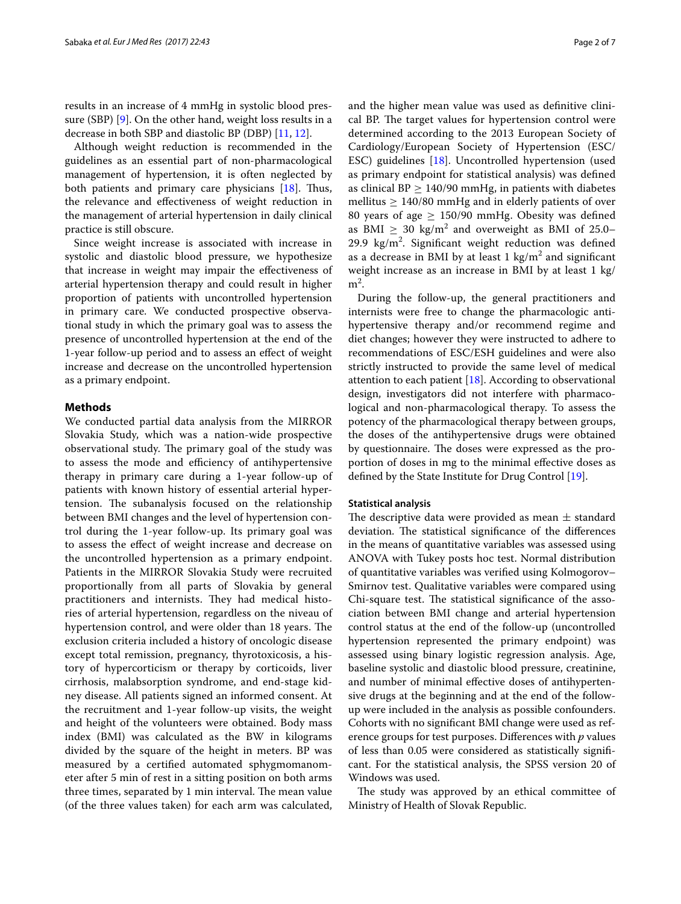results in an increase of 4 mmHg in systolic blood pressure (SBP) [9]. On the other hand, weight loss results in a decrease in both SBP and diastolic BP (DBP) [11, 12].

Although weight reduction is recommended in the guidelines as an essential part of non-pharmacological management of hypertension, it is often neglected by both patients and primary care physicians [18]. Thus, the relevance and effectiveness of weight reduction in the management of arterial hypertension in daily clinical practice is still obscure.

Since weight increase is associated with increase in systolic and diastolic blood pressure, we hypothesize that increase in weight may impair the effectiveness of arterial hypertension therapy and could result in higher proportion of patients with uncontrolled hypertension in primary care. We conducted prospective observational study in which the primary goal was to assess the presence of uncontrolled hypertension at the end of the 1-year follow-up period and to assess an effect of weight increase and decrease on the uncontrolled hypertension as a primary endpoint.

## Methods

We conducted partial data analysis from the MIRROR Slovakia Study, which was a nation-wide prospective observational study. The primary goal of the study was to assess the mode and efficiency of antihypertensive therapy in primary care during a 1-year follow-up of patients with known history of essential arterial hypertension. The subanalysis focused on the relationship between BMI changes and the level of hypertension control during the 1-year follow-up. Its primary goal was to assess the effect of weight increase and decrease on the uncontrolled hypertension as a primary endpoint. Patients in the MIRROR Slovakia Study were recruited proportionally from all parts of Slovakia by general practitioners and internists. They had medical histories of arterial hypertension, regardless on the niveau of hypertension control, and were older than 18 years. The exclusion criteria included a history of oncologic disease except total remission, pregnancy, thyrotoxicosis, a history of hypercorticism or therapy by corticoids, liver cirrhosis, malabsorption syndrome, and end-stage kidney disease. All patients signed an informed consent. At the recruitment and 1-year follow-up visits, the weight and height of the volunteers were obtained. Body mass index (BMI) was calculated as the BW in kilograms divided by the square of the height in meters. BP was measured by a certified automated sphygmomanometer after 5 min of rest in a sitting position on both arms three times, separated by 1 min interval. The mean value (of the three values taken) for each arm was calculated, and the higher mean value was used as definitive clinical BP. The target values for hypertension control were determined according to the 2013 European Society of Cardiology/European Society of Hypertension (ESC/ESC) guidelines [18]. Uncontrolled hypertension (used as primary endpoint for statistical analysis) was defined as clinical BP ≥ 140/90 mmHg, in patients with diabetes mellitus ≥ 140/80 mmHg and in elderly patients of over 80 years of age ≥ 150/90 mmHg. Obesity was defined as BMI ≥ 30 kg/m$^2$ and overweight as BMI of 25.0–29.9 kg/m$^2$. Significant weight reduction was defined as a decrease in BMI by at least 1 kg/m$^2$ and significant weight increase as an increase in BMI by at least 1 kg/m$^2$.

During the follow-up, the general practitioners and internists were free to change the pharmacologic antihypertensive therapy and/or recommend regime and diet changes; however they were instructed to adhere to recommendations of ESC/ESH guidelines and were also strictly instructed to provide the same level of medical attention to each patient [18]. According to observational design, investigators did not interfere with pharmacological and non-pharmacological therapy. To assess the potency of the pharmacological therapy between groups, the doses of the antihypertensive drugs were obtained by questionnaire. The doses were expressed as the proportion of doses in mg to the minimal effective doses as defined by the State Institute for Drug Control [19].

### Statistical analysis

The descriptive data were provided as mean ± standard deviation. The statistical significance of the differences in the means of quantitative variables was assessed using ANOVA with Tukey posts hoc test. Normal distribution of quantitative variables was verified using Kolmogorov–Smirnov test. Qualitative variables were compared using Chi-square test. The statistical significance of the association between BMI change and arterial hypertension control status at the end of the follow-up (uncontrolled hypertension represented the primary endpoint) was assessed using binary logistic regression analysis. Age, baseline systolic and diastolic blood pressure, creatinine, and number of minimal effective doses of antihypertensive drugs at the beginning and at the end of the follow-up were included in the analysis as possible confounders. Cohorts with no significant BMI change were used as reference groups for test purposes. Differences with *p* values of less than 0.05 were considered as statistically significant. For the statistical analysis, the SPSS version 20 of Windows was used.

The study was approved by an ethical committee of Ministry of Health of Slovak Republic.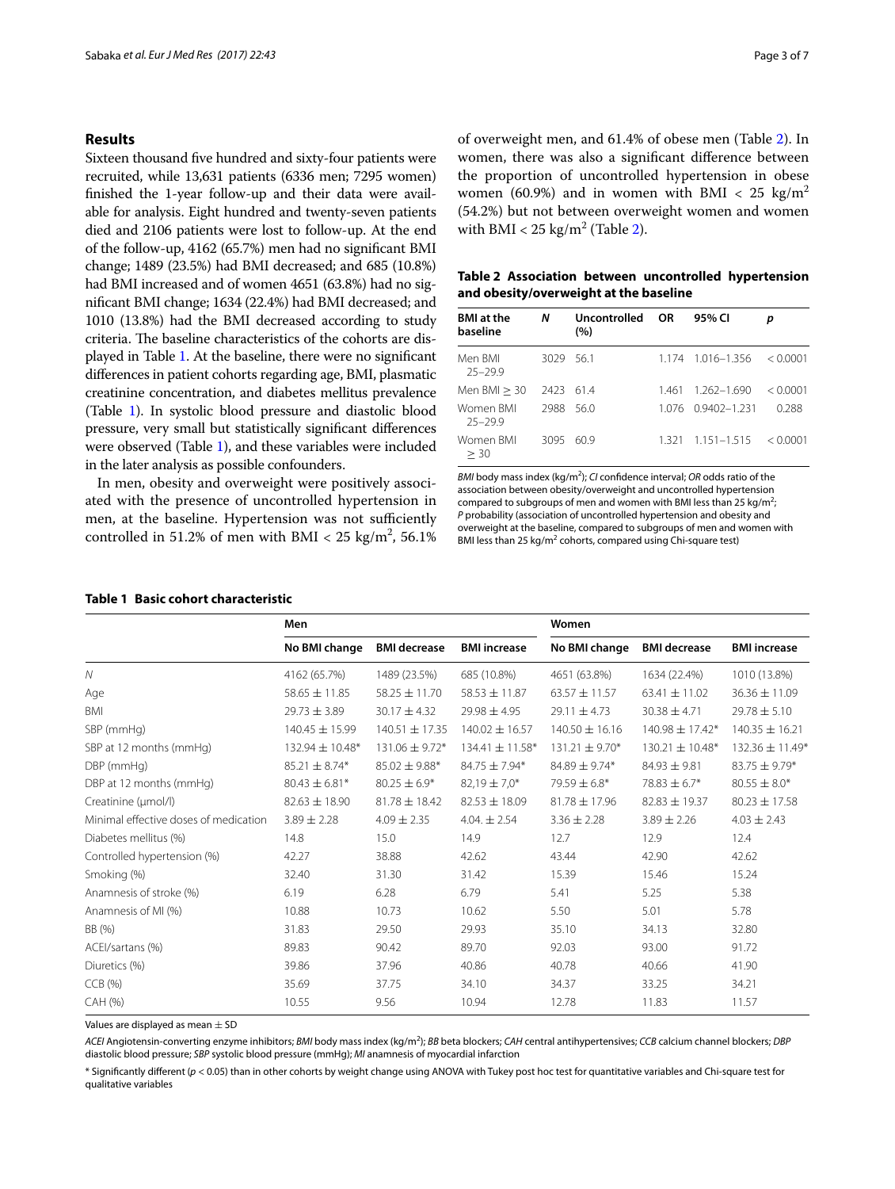## Results

Sixteen thousand five hundred and sixty-four patients were recruited, while 13,631 patients (6336 men; 7295 women) finished the 1-year follow-up and their data were available for analysis. Eight hundred and twenty-seven patients died and 2106 patients were lost to follow-up. At the end of the follow-up, 4162 (65.7%) men had no significant BMI change; 1489 (23.5%) had BMI decreased; and 685 (10.8%) had BMI increased and of women 4651 (63.8%) had no significant BMI change; 1634 (22.4%) had BMI decreased; and 1010 (13.8%) had the BMI decreased according to study criteria. The baseline characteristics of the cohorts are displayed in Table 1. At the baseline, there were no significant differences in patient cohorts regarding age, BMI, plasmatic creatinine concentration, and diabetes mellitus prevalence (Table 1). In systolic blood pressure and diastolic blood pressure, very small but statistically significant differences were observed (Table 1), and these variables were included in the later analysis as possible confounders.

In men, obesity and overweight were positively associated with the presence of uncontrolled hypertension in men, at the baseline. Hypertension was not sufficiently controlled in 51.2% of men with BMI < 25 kg/m$^2$, 56.1% of overweight men, and 61.4% of obese men (Table 2). In women, there was also a significant difference between the proportion of uncontrolled hypertension in obese women (60.9%) and in women with BMI < 25 kg/m$^2$ (54.2%) but not between overweight women and women with BMI < 25 kg/m$^2$ (Table 2).

**Table 2 Association between uncontrolled hypertension and obesity/overweight at the baseline**

| BMI at the baseline | N | Uncontrolled (%) | OR | 95% CI | p |
|---|---|---|---|---|---|
| Men BMI 25–29.9 | 3029 | 56.1 | 1.174 | 1.016–1.356 | < 0.0001 |
| Men BMI ≥ 30 | 2423 | 61.4 | 1.461 | 1.262–1.690 | < 0.0001 |
| Women BMI 25–29.9 | 2988 | 56.0 | 1.076 | 0.9402–1.231 | 0.288 |
| Women BMI ≥ 30 | 3095 | 60.9 | 1.321 | 1.151–1.515 | < 0.0001 |

*BMI* body mass index (kg/m$^2$); *CI* confidence interval; *OR* odds ratio of the association between obesity/overweight and uncontrolled hypertension compared to subgroups of men and women with BMI less than 25 kg/m$^2$; *P* probability (association of uncontrolled hypertension and obesity and overweight at the baseline, compared to subgroups of men and women with BMI less than 25 kg/m$^2$ cohorts, compared using Chi-square test)

**Table 1 Basic cohort characteristic**

| | Men | | | Women | | |
|---|---|---|---|---|---|---|
| | No BMI change | BMI decrease | BMI increase | No BMI change | BMI decrease | BMI increase |
| N | 4162 (65.7%) | 1489 (23.5%) | 685 (10.8%) | 4651 (63.8%) | 1634 (22.4%) | 1010 (13.8%) |
| Age | 58.65 ± 11.85 | 58.25 ± 11.70 | 58.53 ± 11.87 | 63.57 ± 11.57 | 63.41 ± 11.02 | 36.36 ± 11.09 |
| BMI | 29.73 ± 3.89 | 30.17 ± 4.32 | 29.98 ± 4.95 | 29.11 ± 4.73 | 30.38 ± 4.71 | 29.78 ± 5.10 |
| SBP (mmHg) | 140.45 ± 15.99 | 140.51 ± 17.35 | 140.02 ± 16.57 | 140.50 ± 16.16 | 140.98 ± 17.42* | 140.35 ± 16.21 |
| SBP at 12 months (mmHg) | 132.94 ± 10.48* | 131.06 ± 9.72* | 134.41 ± 11.58* | 131.21 ± 9.70* | 130.21 ± 10.48* | 132.36 ± 11.49* |
| DBP (mmHg) | 85.21 ± 8.74* | 85.02 ± 9.88* | 84.75 ± 7.94* | 84.89 ± 9.74* | 84.93 ± 9.81 | 83.75 ± 9.79* |
| DBP at 12 months (mmHg) | 80.43 ± 6.81* | 80.25 ± 6.9* | 82,19 ± 7,0* | 79.59 ± 6.8* | 78.83 ± 6.7* | 80.55 ± 8.0* |
| Creatinine (μmol/l) | 82.63 ± 18.90 | 81.78 ± 18.42 | 82.53 ± 18.09 | 81.78 ± 17.96 | 82.83 ± 19.37 | 80.23 ± 17.58 |
| Minimal effective doses of medication | 3.89 ± 2.28 | 4.09 ± 2.35 | 4.04. ± 2.54 | 3.36 ± 2.28 | 3.89 ± 2.26 | 4.03 ± 2.43 |
| Diabetes mellitus (%) | 14.8 | 15.0 | 14.9 | 12.7 | 12.9 | 12.4 |
| Controlled hypertension (%) | 42.27 | 38.88 | 42.62 | 43.44 | 42.90 | 42.62 |
| Smoking (%) | 32.40 | 31.30 | 31.42 | 15.39 | 15.46 | 15.24 |
| Anamnesis of stroke (%) | 6.19 | 6.28 | 6.79 | 5.41 | 5.25 | 5.38 |
| Anamnesis of MI (%) | 10.88 | 10.73 | 10.62 | 5.50 | 5.01 | 5.78 |
| BB (%) | 31.83 | 29.50 | 29.93 | 35.10 | 34.13 | 32.80 |
| ACEI/sartans (%) | 89.83 | 90.42 | 89.70 | 92.03 | 93.00 | 91.72 |
| Diuretics (%) | 39.86 | 37.96 | 40.86 | 40.78 | 40.66 | 41.90 |
| CCB (%) | 35.69 | 37.75 | 34.10 | 34.37 | 33.25 | 34.21 |
| CAH (%) | 10.55 | 9.56 | 10.94 | 12.78 | 11.83 | 11.57 |

Values are displayed as mean ± SD

*ACEI* Angiotensin-converting enzyme inhibitors; *BMI* body mass index (kg/m$^2$); *BB* beta blockers; *CAH* central antihypertensives; *CCB* calcium channel blockers; *DBP* diastolic blood pressure; *SBP* systolic blood pressure (mmHg); *MI* anamnesis of myocardial infarction

* Significantly different ($p < 0.05$) than in other cohorts by weight change using ANOVA with Tukey post hoc test for quantitative variables and Chi-square test for qualitative variables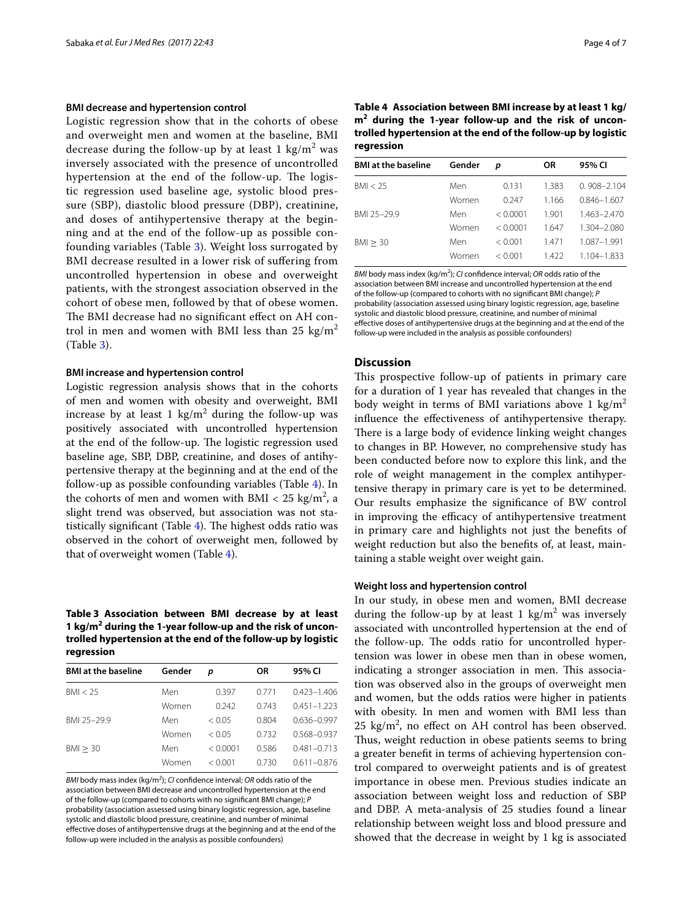### BMI decrease and hypertension control

Logistic regression show that in the cohorts of obese and overweight men and women at the baseline, BMI decrease during the follow-up by at least 1 kg/m$^2$ was inversely associated with the presence of uncontrolled hypertension at the end of the follow-up. The logistic regression used baseline age, systolic blood pressure (SBP), diastolic blood pressure (DBP), creatinine, and doses of antihypertensive therapy at the beginning and at the end of the follow-up as possible confounding variables (Table 3). Weight loss surrogated by BMI decrease resulted in a lower risk of suffering from uncontrolled hypertension in obese and overweight patients, with the strongest association observed in the cohort of obese men, followed by that of obese women. The BMI decrease had no significant effect on AH control in men and women with BMI less than 25 kg/m$^2$ (Table 3).

### BMI increase and hypertension control

Logistic regression analysis shows that in the cohorts of men and women with obesity and overweight, BMI increase by at least 1 kg/m$^2$ during the follow-up was positively associated with uncontrolled hypertension at the end of the follow-up. The logistic regression used baseline age, SBP, DBP, creatinine, and doses of antihypertensive therapy at the beginning and at the end of the follow-up as possible confounding variables (Table 4). In the cohorts of men and women with BMI < 25 kg/m$^2$, a slight trend was observed, but association was not statistically significant (Table 4). The highest odds ratio was observed in the cohort of overweight men, followed by that of overweight women (Table 4).

**Table 3 Association between BMI decrease by at least 1 kg/m$^2$ during the 1-year follow-up and the risk of uncontrolled hypertension at the end of the follow-up by logistic regression**

| BMI at the baseline | Gender | p | OR | 95% CI |
|---|---|---|---|---|
| BMI < 25 | Men | 0.397 | 0.771 | 0.423–1.406 |
| | Women | 0.242 | 0.743 | 0.451–1.223 |
| BMI 25–29.9 | Men | < 0.05 | 0.804 | 0.636–0.997 |
| | Women | < 0.05 | 0.732 | 0.568–0.937 |
| BMI ≥ 30 | Men | < 0.0001 | 0.586 | 0.481–0.713 |
| | Women | < 0.001 | 0.730 | 0.611–0.876 |

*BMI* body mass index (kg/m$^2$); *CI* confidence interval; *OR* odds ratio of the association between BMI decrease and uncontrolled hypertension at the end of the follow-up (compared to cohorts with no significant BMI change); *P* probability (association assessed using binary logistic regression, age, baseline systolic and diastolic blood pressure, creatinine, and number of minimal effective doses of antihypertensive drugs at the beginning and at the end of the follow-up were included in the analysis as possible confounders)

**Table 4 Association between BMI increase by at least 1 kg/m$^2$ during the 1-year follow-up and the risk of uncontrolled hypertension at the end of the follow-up by logistic regression**

| BMI at the baseline | Gender | p | OR | 95% CI |
|---|---|---|---|---|
| BMI < 25 | Men | 0.131 | 1.383 | 0. 908–2.104 |
| | Women | 0.247 | 1.166 | 0.846–1.607 |
| BMI 25–29.9 | Men | < 0.0001 | 1.901 | 1.463–2.470 |
| | Women | < 0.0001 | 1.647 | 1.304–2.080 |
| BMI ≥ 30 | Men | < 0.001 | 1.471 | 1.087–1.991 |
| | Women | < 0.001 | 1.422 | 1.104–1.833 |

*BMI* body mass index (kg/m$^2$); *CI* confidence interval; *OR* odds ratio of the association between BMI increase and uncontrolled hypertension at the end of the follow-up (compared to cohorts with no significant BMI change); *P* probability (association assessed using binary logistic regression, age, baseline systolic and diastolic blood pressure, creatinine, and number of minimal effective doses of antihypertensive drugs at the beginning and at the end of the follow-up were included in the analysis as possible confounders)

## Discussion

This prospective follow-up of patients in primary care for a duration of 1 year has revealed that changes in the body weight in terms of BMI variations above 1 kg/m$^2$ influence the effectiveness of antihypertensive therapy. There is a large body of evidence linking weight changes to changes in BP. However, no comprehensive study has been conducted before now to explore this link, and the role of weight management in the complex antihypertensive therapy in primary care is yet to be determined. Our results emphasize the significance of BW control in improving the efficacy of antihypertensive treatment in primary care and highlights not just the benefits of weight reduction but also the benefits of, at least, maintaining a stable weight over weight gain.

### Weight loss and hypertension control

In our study, in obese men and women, BMI decrease during the follow-up by at least 1 kg/m$^2$ was inversely associated with uncontrolled hypertension at the end of the follow-up. The odds ratio for uncontrolled hypertension was lower in obese men than in obese women, indicating a stronger association in men. This association was observed also in the groups of overweight men and women, but the odds ratios were higher in patients with obesity. In men and women with BMI less than 25 kg/m$^2$, no effect on AH control has been observed. Thus, weight reduction in obese patients seems to bring a greater benefit in terms of achieving hypertension control compared to overweight patients and is of greatest importance in obese men. Previous studies indicate an association between weight loss and reduction of SBP and DBP. A meta-analysis of 25 studies found a linear relationship between weight loss and blood pressure and showed that the decrease in weight by 1 kg is associated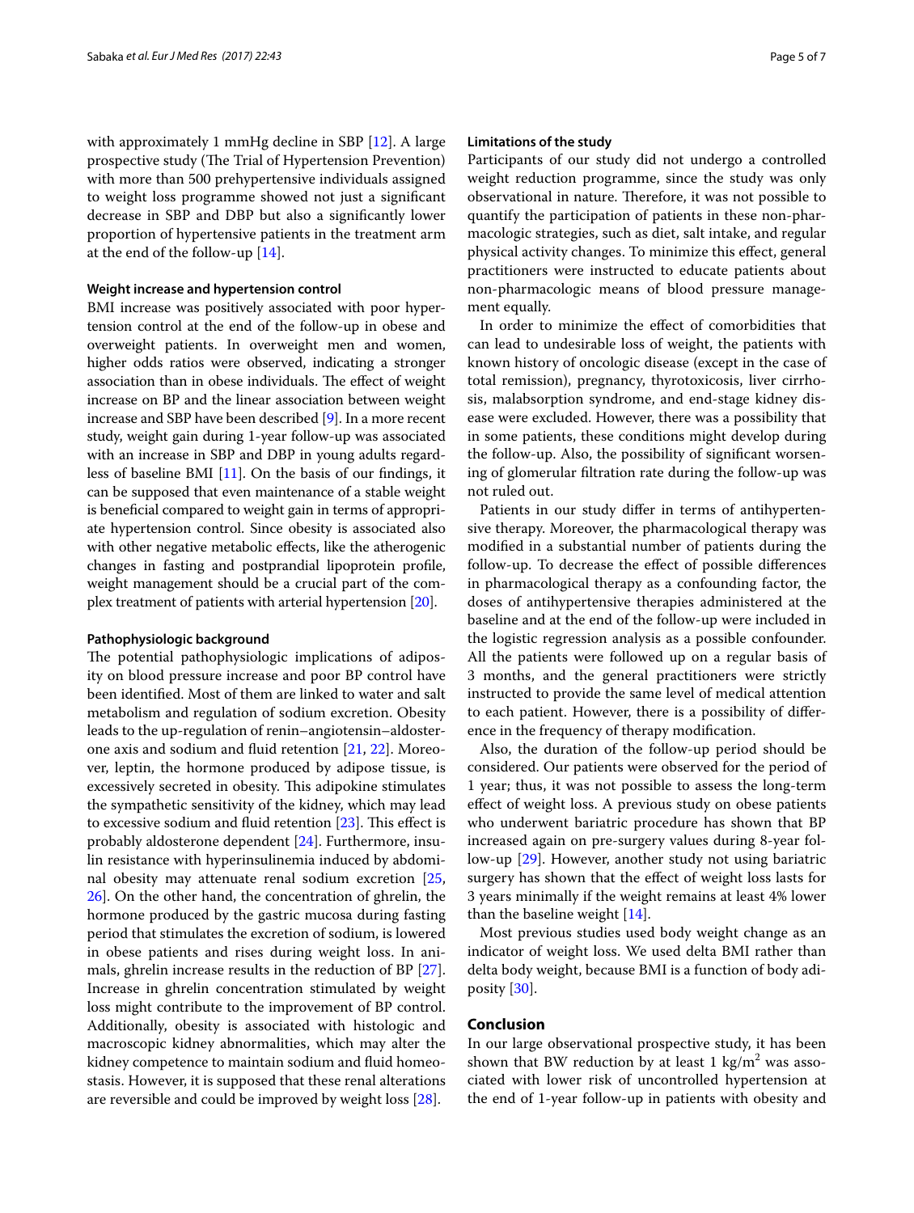with approximately 1 mmHg decline in SBP [12]. A large prospective study (The Trial of Hypertension Prevention) with more than 500 prehypertensive individuals assigned to weight loss programme showed not just a significant decrease in SBP and DBP but also a significantly lower proportion of hypertensive patients in the treatment arm at the end of the follow-up [14].

#### Weight increase and hypertension control

BMI increase was positively associated with poor hypertension control at the end of the follow-up in obese and overweight patients. In overweight men and women, higher odds ratios were observed, indicating a stronger association than in obese individuals. The effect of weight increase on BP and the linear association between weight increase and SBP have been described [9]. In a more recent study, weight gain during 1-year follow-up was associated with an increase in SBP and DBP in young adults regardless of baseline BMI [11]. On the basis of our findings, it can be supposed that even maintenance of a stable weight is beneficial compared to weight gain in terms of appropriate hypertension control. Since obesity is associated also with other negative metabolic effects, like the atherogenic changes in fasting and postprandial lipoprotein profile, weight management should be a crucial part of the complex treatment of patients with arterial hypertension [20].

#### Pathophysiologic background

The potential pathophysiologic implications of adiposity on blood pressure increase and poor BP control have been identified. Most of them are linked to water and salt metabolism and regulation of sodium excretion. Obesity leads to the up-regulation of renin–angiotensin–aldosterone axis and sodium and fluid retention [21, 22]. Moreover, leptin, the hormone produced by adipose tissue, is excessively secreted in obesity. This adipokine stimulates the sympathetic sensitivity of the kidney, which may lead to excessive sodium and fluid retention [23]. This effect is probably aldosterone dependent [24]. Furthermore, insulin resistance with hyperinsulinemia induced by abdominal obesity may attenuate renal sodium excretion [25, 26]. On the other hand, the concentration of ghrelin, the hormone produced by the gastric mucosa during fasting period that stimulates the excretion of sodium, is lowered in obese patients and rises during weight loss. In animals, ghrelin increase results in the reduction of BP [27]. Increase in ghrelin concentration stimulated by weight loss might contribute to the improvement of BP control. Additionally, obesity is associated with histologic and macroscopic kidney abnormalities, which may alter the kidney competence to maintain sodium and fluid homeostasis. However, it is supposed that these renal alterations are reversible and could be improved by weight loss [28].

#### Limitations of the study

Participants of our study did not undergo a controlled weight reduction programme, since the study was only observational in nature. Therefore, it was not possible to quantify the participation of patients in these non-pharmacologic strategies, such as diet, salt intake, and regular physical activity changes. To minimize this effect, general practitioners were instructed to educate patients about non-pharmacologic means of blood pressure management equally.

In order to minimize the effect of comorbidities that can lead to undesirable loss of weight, the patients with known history of oncologic disease (except in the case of total remission), pregnancy, thyrotoxicosis, liver cirrhosis, malabsorption syndrome, and end-stage kidney disease were excluded. However, there was a possibility that in some patients, these conditions might develop during the follow-up. Also, the possibility of significant worsening of glomerular filtration rate during the follow-up was not ruled out.

Patients in our study differ in terms of antihypertensive therapy. Moreover, the pharmacological therapy was modified in a substantial number of patients during the follow-up. To decrease the effect of possible differences in pharmacological therapy as a confounding factor, the doses of antihypertensive therapies administered at the baseline and at the end of the follow-up were included in the logistic regression analysis as a possible confounder. All the patients were followed up on a regular basis of 3 months, and the general practitioners were strictly instructed to provide the same level of medical attention to each patient. However, there is a possibility of difference in the frequency of therapy modification.

Also, the duration of the follow-up period should be considered. Our patients were observed for the period of 1 year; thus, it was not possible to assess the long-term effect of weight loss. A previous study on obese patients who underwent bariatric procedure has shown that BP increased again on pre-surgery values during 8-year follow-up [29]. However, another study not using bariatric surgery has shown that the effect of weight loss lasts for 3 years minimally if the weight remains at least 4% lower than the baseline weight [14].

Most previous studies used body weight change as an indicator of weight loss. We used delta BMI rather than delta body weight, because BMI is a function of body adiposity [30].

## Conclusion

In our large observational prospective study, it has been shown that BW reduction by at least 1 $kg/m^2$ was associated with lower risk of uncontrolled hypertension at the end of 1-year follow-up in patients with obesity and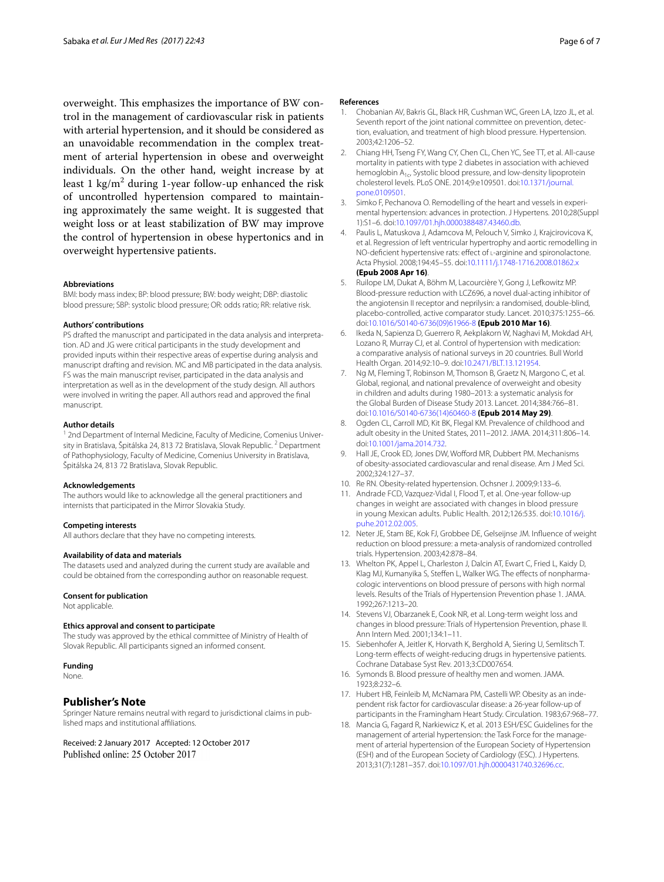overweight. This emphasizes the importance of BW control in the management of cardiovascular risk in patients with arterial hypertension, and it should be considered as an unavoidable recommendation in the complex treatment of arterial hypertension in obese and overweight individuals. On the other hand, weight increase by at least 1 $kg/m^2$ during 1-year follow-up enhanced the risk of uncontrolled hypertension compared to maintaining approximately the same weight. It is suggested that weight loss or at least stabilization of BW may improve the control of hypertension in obese hypertonics and in overweight hypertensive patients.

#### Abbreviations

BMI: body mass index; BP: blood pressure; BW: body weight; DBP: diastolic blood pressure; SBP: systolic blood pressure; OR: odds ratio; RR: relative risk.

#### Authors' contributions

PS drafted the manuscript and participated in the data analysis and interpretation. AD and JG were critical participants in the study development and provided inputs within their respective areas of expertise during analysis and manuscript drafting and revision. MC and MB participated in the data analysis. FS was the main manuscript reviser, participated in the data analysis and interpretation as well as in the development of the study design. All authors were involved in writing the paper. All authors read and approved the final manuscript.

#### Author details

[1] 2nd Department of Internal Medicine, Faculty of Medicine, Comenius University in Bratislava, Špitálska 24, 813 72 Bratislava, Slovak Republic. [2] Department of Pathophysiology, Faculty of Medicine, Comenius University in Bratislava, Špitálska 24, 813 72 Bratislava, Slovak Republic.

#### Acknowledgements

The authors would like to acknowledge all the general practitioners and internists that participated in the Mirror Slovakia Study.

#### Competing interests

All authors declare that they have no competing interests.

#### Availability of data and materials

The datasets used and analyzed during the current study are available and could be obtained from the corresponding author on reasonable request.

#### Consent for publication

Not applicable.

#### Ethics approval and consent to participate

The study was approved by the ethical committee of Ministry of Health of Slovak Republic. All participants signed an informed consent.

#### Funding

None.

## Publisher's Note

Springer Nature remains neutral with regard to jurisdictional claims in published maps and institutional affiliations.

Received: 2 January 2017 Accepted: 12 October 2017
Published online: 25 October 2017

#### References

1. Chobanian AV, Bakris GL, Black HR, Cushman WC, Green LA, Izzo JL, et al. Seventh report of the joint national committee on prevention, detection, evaluation, and treatment of high blood pressure. Hypertension. 2003;42:1206–52.
2. Chiang HH, Tseng FY, Wang CY, Chen CL, Chen YC, See TT, et al. All-cause mortality in patients with type 2 diabetes in association with achieved hemoglobin $A_{1c}$, Systolic blood pressure, and low-density lipoprotein cholesterol levels. PLoS ONE. 2014;9:e109501. doi:10.1371/journal.pone.0109501.
3. Simko F, Pechanova O. Remodelling of the heart and vessels in experimental hypertension: advances in protection. J Hypertens. 2010;28(Suppl 1):S1–6. doi:10.1097/01.hjh.0000388487.43460.db.
4. Paulis L, Matuskova J, Adamcova M, Pelouch V, Simko J, Krajcirovicova K, et al. Regression of left ventricular hypertrophy and aortic remodelling in NO-deficient hypertensive rats: effect of L-arginine and spironolactone. Acta Physiol. 2008;194:45–55. doi:10.1111/j.1748-1716.2008.01862.x **(Epub 2008 Apr 16)**.
5. Ruilope LM, Dukat A, Böhm M, Lacourcière Y, Gong J, Lefkowitz MP. Blood-pressure reduction with LCZ696, a novel dual-acting inhibitor of the angiotensin II receptor and neprilysin: a randomised, double-blind, placebo-controlled, active comparator study. Lancet. 2010;375:1255–66. doi:10.1016/S0140-6736(09)61966-8 **(Epub 2010 Mar 16)**.
6. Ikeda N, Sapienza D, Guerrero R, Aekplakorn W, Naghavi M, Mokdad AH, Lozano R, Murray CJ, et al. Control of hypertension with medication: a comparative analysis of national surveys in 20 countries. Bull World Health Organ. 2014;92:10–9. doi:10.2471/BLT.13.121954.
7. Ng M, Fleming T, Robinson M, Thomson B, Graetz N, Margono C, et al. Global, regional, and national prevalence of overweight and obesity in children and adults during 1980–2013: a systematic analysis for the Global Burden of Disease Study 2013. Lancet. 2014;384:766–81. doi:10.1016/S0140-6736(14)60460-8 **(Epub 2014 May 29)**.
8. Ogden CL, Carroll MD, Kit BK, Flegal KM. Prevalence of childhood and adult obesity in the United States, 2011–2012. JAMA. 2014;311:806–14. doi:10.1001/jama.2014.732.
9. Hall JE, Crook ED, Jones DW, Wofford MR, Dubbert PM. Mechanisms of obesity-associated cardiovascular and renal disease. Am J Med Sci. 2002;324:127–37.
10. Re RN. Obesity-related hypertension. Ochsner J. 2009;9:133–6.
11. Andrade FCD, Vazquez-Vidal I, Flood T, et al. One-year follow-up changes in weight are associated with changes in blood pressure in young Mexican adults. Public Health. 2012;126:535. doi:10.1016/j.puhe.2012.02.005.
12. Neter JE, Stam BE, Kok FJ, Grobbee DE, Gelseijnse JM. Influence of weight reduction on blood pressure: a meta-analysis of randomized controlled trials. Hypertension. 2003;42:878–84.
13. Whelton PK, Appel L, Charleston J, Dalcin AT, Ewart C, Fried L, Kaidy D, Klag MJ, Kumanyika S, Steffen L, Walker WG. The effects of nonpharmacologic interventions on blood pressure of persons with high normal levels. Results of the Trials of Hypertension Prevention phase 1. JAMA. 1992;267:1213–20.
14. Stevens VJ, Obarzanek E, Cook NR, et al. Long-term weight loss and changes in blood pressure: Trials of Hypertension Prevention, phase II. Ann Intern Med. 2001;134:1–11.
15. Siebenhofer A, Jeitler K, Horvath K, Berghold A, Siering U, Semlitsch T. Long-term effects of weight-reducing drugs in hypertensive patients. Cochrane Database Syst Rev. 2013;3:CD007654.
16. Symonds B. Blood pressure of healthy men and women. JAMA. 1923;8:232–6.
17. Hubert HB, Feinleib M, McNamara PM, Castelli WP. Obesity as an independent risk factor for cardiovascular disease: a 26-year follow-up of participants in the Framingham Heart Study. Circulation. 1983;67:968–77.
18. Mancia G, Fagard R, Narkiewicz K, et al. 2013 ESH/ESC Guidelines for the management of arterial hypertension: the Task Force for the management of arterial hypertension of the European Society of Hypertension (ESH) and of the European Society of Cardiology (ESC). J Hypertens. 2013;31(7):1281–357. doi:10.1097/01.hjh.0000431740.32696.cc.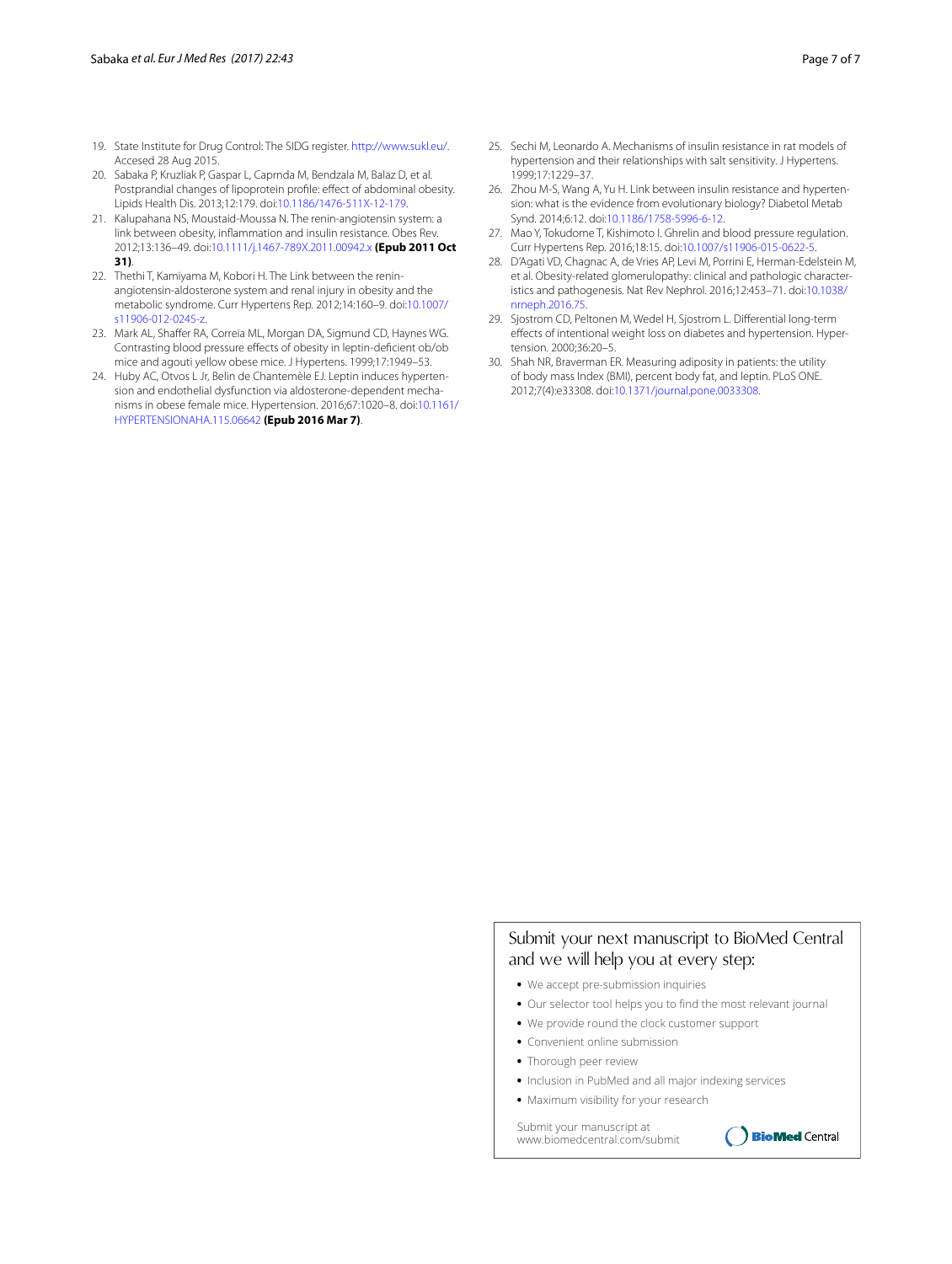19. State Institute for Drug Control: The SIDG register. http://www.sukl.eu/. Accesed 28 Aug 2015.
20. Sabaka P, Kruzliak P, Gaspar L, Caprnda M, Bendzala M, Balaz D, et al. Postprandial changes of lipoprotein profile: effect of abdominal obesity. Lipids Health Dis. 2013;12:179. doi:10.1186/1476-511X-12-179.
21. Kalupahana NS, Moustaid-Moussa N. The renin-angiotensin system: a link between obesity, inflammation and insulin resistance. Obes Rev. 2012;13:136–49. doi:10.1111/j.1467-789X.2011.00942.x **(Epub 2011 Oct 31)**.
22. Thethi T, Kamiyama M, Kobori H. The Link between the renin-angiotensin-aldosterone system and renal injury in obesity and the metabolic syndrome. Curr Hypertens Rep. 2012;14:160–9. doi:10.1007/s11906-012-0245-z.
23. Mark AL, Shaffer RA, Correia ML, Morgan DA, Sigmund CD, Haynes WG. Contrasting blood pressure effects of obesity in leptin-deficient ob/ob mice and agouti yellow obese mice. J Hypertens. 1999;17:1949–53.
24. Huby AC, Otvos L Jr, Belin de Chantemèle EJ. Leptin induces hypertension and endothelial dysfunction via aldosterone-dependent mechanisms in obese female mice. Hypertension. 2016;67:1020–8. doi:10.1161/HYPERTENSIONAHA.115.06642 **(Epub 2016 Mar 7)**.
25. Sechi M, Leonardo A. Mechanisms of insulin resistance in rat models of hypertension and their relationships with salt sensitivity. J Hypertens. 1999;17:1229–37.
26. Zhou M-S, Wang A, Yu H. Link between insulin resistance and hypertension: what is the evidence from evolutionary biology? Diabetol Metab Synd. 2014;6:12. doi:10.1186/1758-5996-6-12.
27. Mao Y, Tokudome T, Kishimoto I. Ghrelin and blood pressure regulation. Curr Hypertens Rep. 2016;18:15. doi:10.1007/s11906-015-0622-5.
28. D'Agati VD, Chagnac A, de Vries AP, Levi M, Porrini E, Herman-Edelstein M, et al. Obesity-related glomerulopathy: clinical and pathologic characteristics and pathogenesis. Nat Rev Nephrol. 2016;12:453–71. doi:10.1038/nrneph.2016.75.
29. Sjostrom CD, Peltonen M, Wedel H, Sjostrom L. Differential long-term effects of intentional weight loss on diabetes and hypertension. Hypertension. 2000;36:20–5.
30. Shah NR, Braverman ER. Measuring adiposity in patients: the utility of body mass Index (BMI), percent body fat, and leptin. PLoS ONE. 2012;7(4):e33308. doi:10.1371/journal.pone.0033308.

Submit your next manuscript to BioMed Central and we will help you at every step:

- We accept pre-submission inquiries
- Our selector tool helps you to find the most relevant journal
- We provide round the clock customer support
- Convenient online submission
- Thorough peer review
- Inclusion in PubMed and all major indexing services
- Maximum visibility for your research

Submit your manuscript at www.biomedcentral.com/submit

BioMed Central